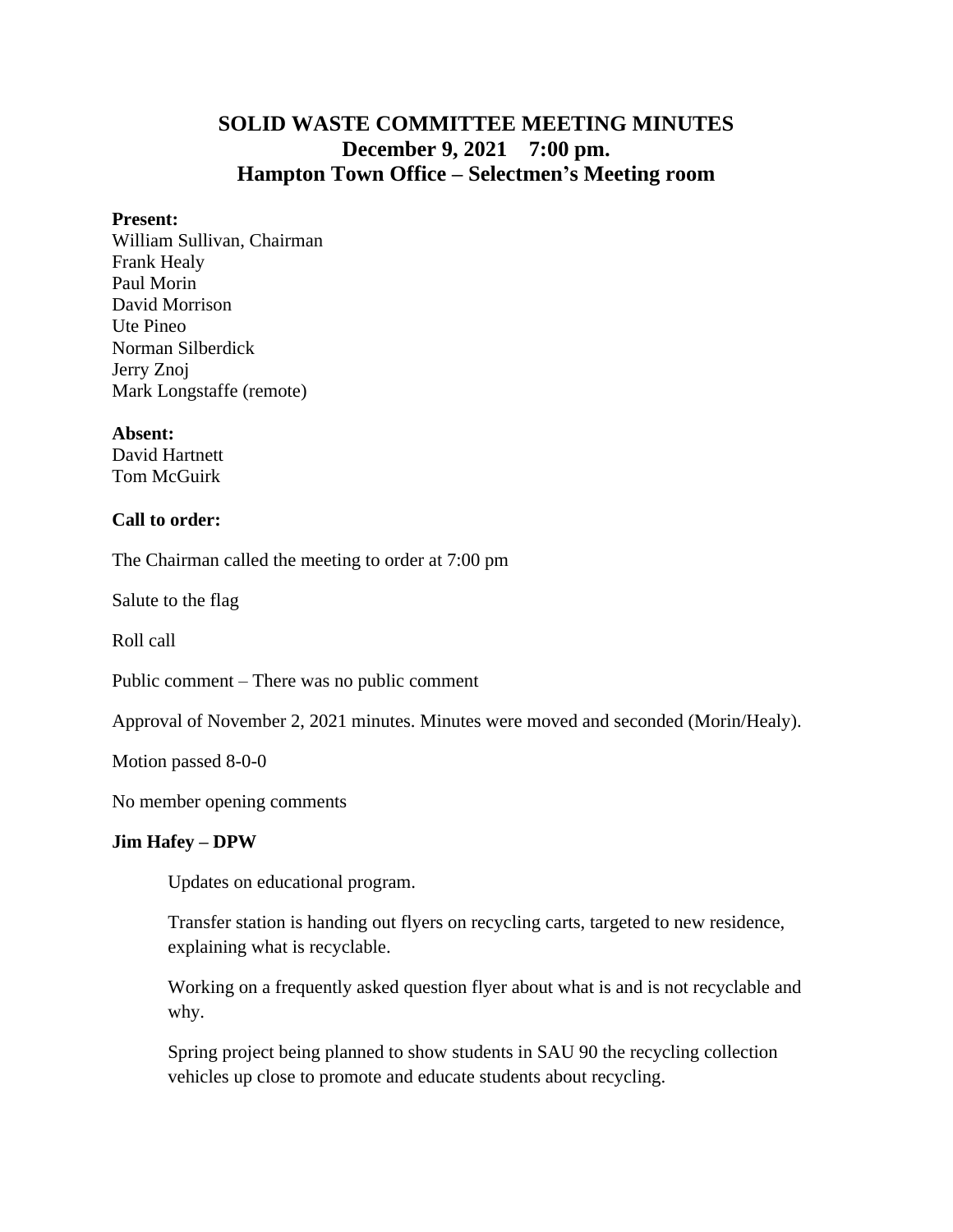# SOLID WASTE COMMITTEE MEETING MINUTES
## December 9, 2021 7:00 pm.
## Hampton Town Office – Selectmen's Meeting room

**Present:**
William Sullivan, Chairman
Frank Healy
Paul Morin
David Morrison
Ute Pineo
Norman Silberdick
Jerry Znoj
Mark Longstaffe (remote)

**Absent:**
David Hartnett
Tom McGuirk

**Call to order:**

The Chairman called the meeting to order at 7:00 pm

Salute to the flag

Roll call

Public comment – There was no public comment

Approval of November 2, 2021 minutes. Minutes were moved and seconded (Morin/Healy).

Motion passed 8-0-0

No member opening comments

**Jim Hafey – DPW**

Updates on educational program.

Transfer station is handing out flyers on recycling carts, targeted to new residence, explaining what is recyclable.

Working on a frequently asked question flyer about what is and is not recyclable and why.

Spring project being planned to show students in SAU 90 the recycling collection vehicles up close to promote and educate students about recycling.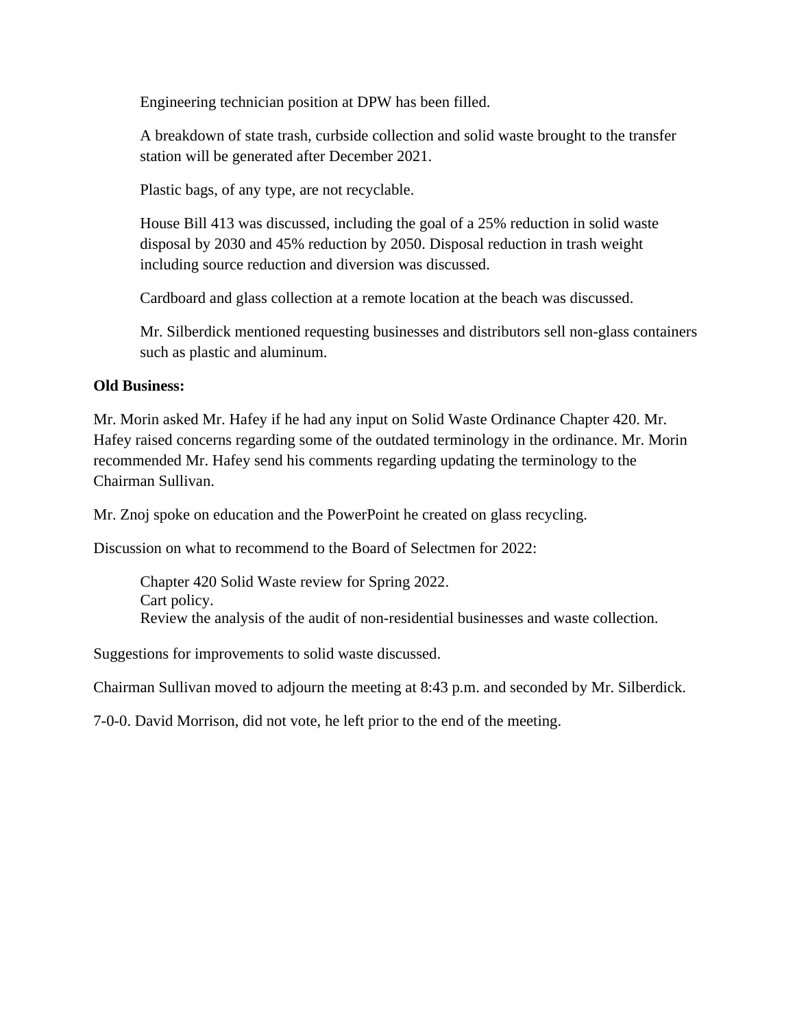Engineering technician position at DPW has been filled.

A breakdown of state trash, curbside collection and solid waste brought to the transfer station will be generated after December 2021.

Plastic bags, of any type, are not recyclable.

House Bill 413 was discussed, including the goal of a 25% reduction in solid waste disposal by 2030 and 45% reduction by 2050. Disposal reduction in trash weight including source reduction and diversion was discussed.

Cardboard and glass collection at a remote location at the beach was discussed.

Mr. Silberdick mentioned requesting businesses and distributors sell non-glass containers such as plastic and aluminum.

**Old Business:**

Mr. Morin asked Mr. Hafey if he had any input on Solid Waste Ordinance Chapter 420. Mr. Hafey raised concerns regarding some of the outdated terminology in the ordinance. Mr. Morin recommended Mr. Hafey send his comments regarding updating the terminology to the Chairman Sullivan.

Mr. Znoj spoke on education and the PowerPoint he created on glass recycling.

Discussion on what to recommend to the Board of Selectmen for 2022:

Chapter 420 Solid Waste review for Spring 2022.
Cart policy.
Review the analysis of the audit of non-residential businesses and waste collection.

Suggestions for improvements to solid waste discussed.

Chairman Sullivan moved to adjourn the meeting at 8:43 p.m. and seconded by Mr. Silberdick.

7-0-0. David Morrison, did not vote, he left prior to the end of the meeting.